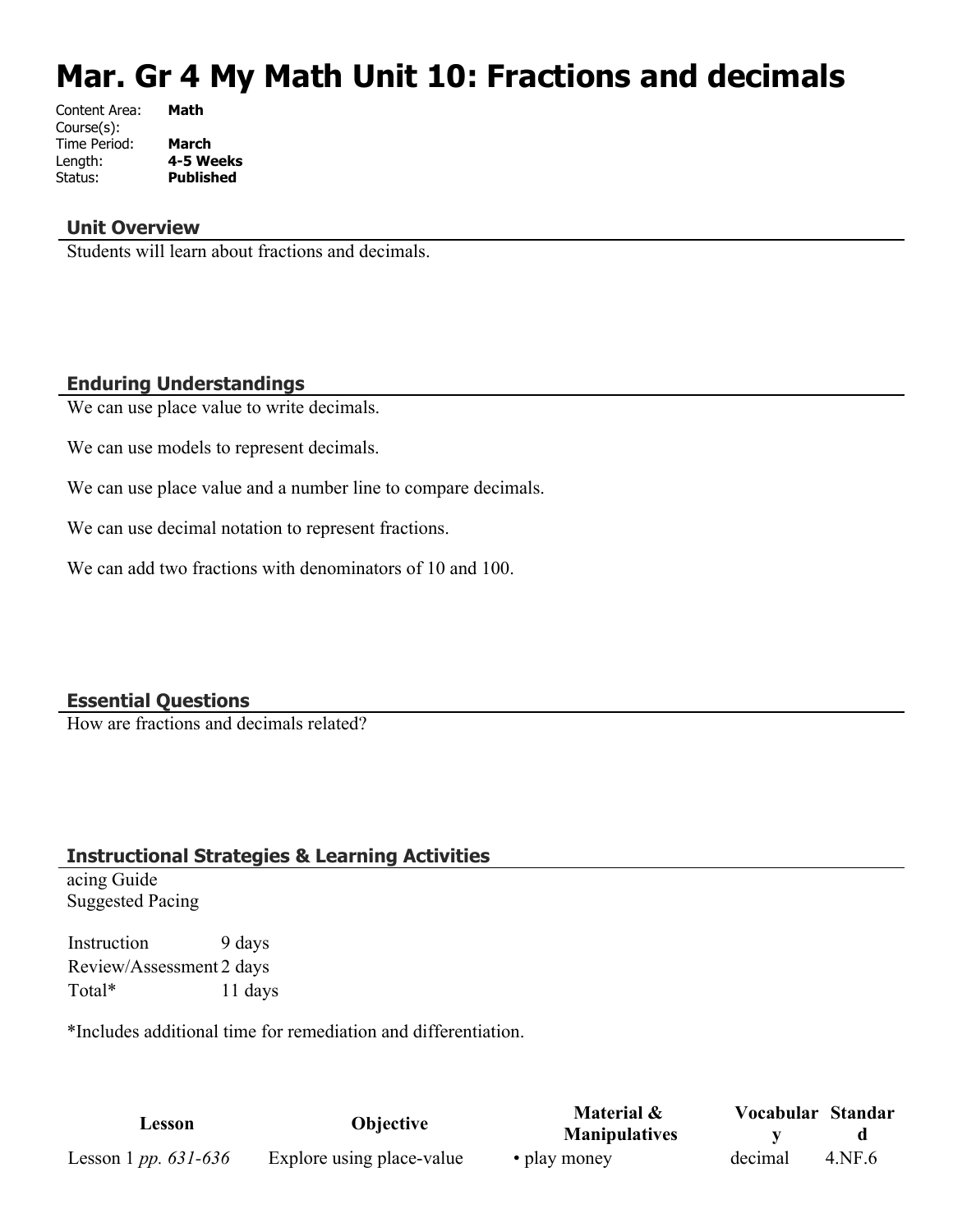# Mar. Gr 4 My Math Unit 10: Fractions and decimals

Content Area: **Math**
Course(s):
Time Period: **March**
Length: **4-5 Weeks**
Status: **Published**

## Unit Overview

Students will learn about fractions and decimals.

## Enduring Understandings

We can use place value to write decimals.

We can use models to represent decimals.

We can use place value and a number line to compare decimals.

We can use decimal notation to represent fractions.

We can add two fractions with denominators of 10 and 100.

## Essential Questions

How are fractions and decimals related?

## Instructional Strategies & Learning Activities

acing Guide
Suggested Pacing

| | |
|---|---|
| Instruction | 9 days |
| Review/Assessment | 2 days |
| Total* | 11 days |

*Includes additional time for remediation and differentiation.

| Lesson | Objective | Material & Manipulatives | Vocabulary | Standard |
|---|---|---|---|---|
| Lesson 1 *pp. 631-636* | Explore using place-value | • play money | decimal | 4.NF.6 |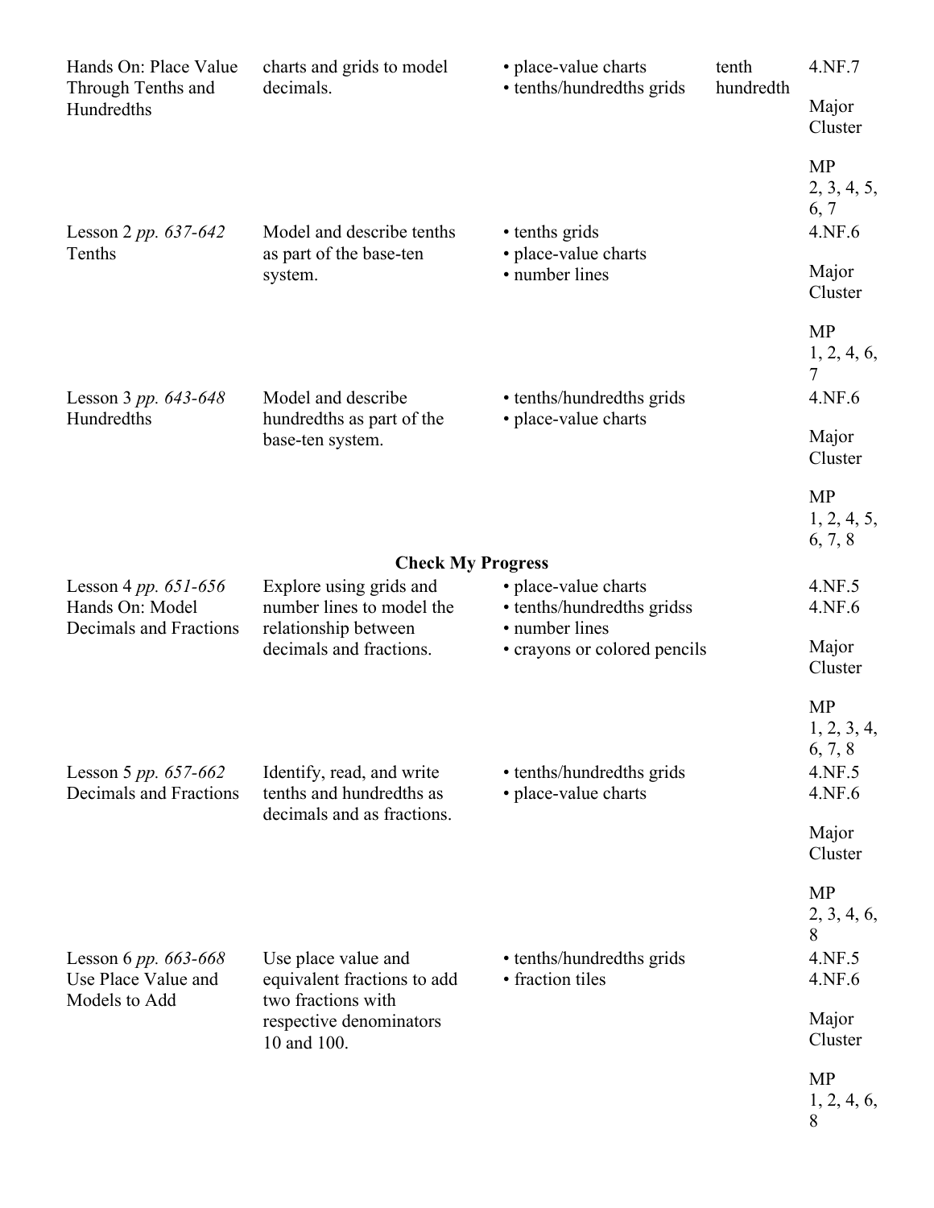| | | | | |
|---|---|---|---|---|
| Hands On: Place Value Through Tenths and Hundredths | charts and grids to model decimals. | • place-value charts<br>• tenths/hundredths grids | tenth<br>hundredth | 4.NF.7<br><br>Major Cluster<br><br>MP<br>2, 3, 4, 5, 6, 7 |
| Lesson 2 *pp. 637-642*<br>Tenths | Model and describe tenths as part of the base-ten system. | • tenths grids<br>• place-value charts<br>• number lines | | 4.NF.6<br><br>Major Cluster<br><br>MP<br>1, 2, 4, 6, 7 |
| Lesson 3 *pp. 643-648*<br>Hundredths | Model and describe hundredths as part of the base-ten system. | • tenths/hundredths grids<br>• place-value charts | | 4.NF.6<br><br>Major Cluster<br><br>MP<br>1, 2, 4, 5, 6, 7, 8 |
| | | **Check My Progress** | | |
| Lesson 4 *pp. 651-656*<br>Hands On: Model Decimals and Fractions | Explore using grids and number lines to model the relationship between decimals and fractions. | • place-value charts<br>• tenths/hundredths gridss<br>• number lines<br>• crayons or colored pencils | | 4.NF.5<br>4.NF.6<br><br>Major Cluster<br><br>MP<br>1, 2, 3, 4, 6, 7, 8 |
| Lesson 5 *pp. 657-662*<br>Decimals and Fractions | Identify, read, and write tenths and hundredths as decimals and as fractions. | • tenths/hundredths grids<br>• place-value charts | | 4.NF.5<br>4.NF.6<br><br>Major Cluster<br><br>MP<br>2, 3, 4, 6, 8 |
| Lesson 6 *pp. 663-668*<br>Use Place Value and Models to Add | Use place value and equivalent fractions to add two fractions with respective denominators 10 and 100. | • tenths/hundredths grids<br>• fraction tiles | | 4.NF.5<br>4.NF.6<br><br>Major Cluster<br><br>MP<br>1, 2, 4, 6, 8 |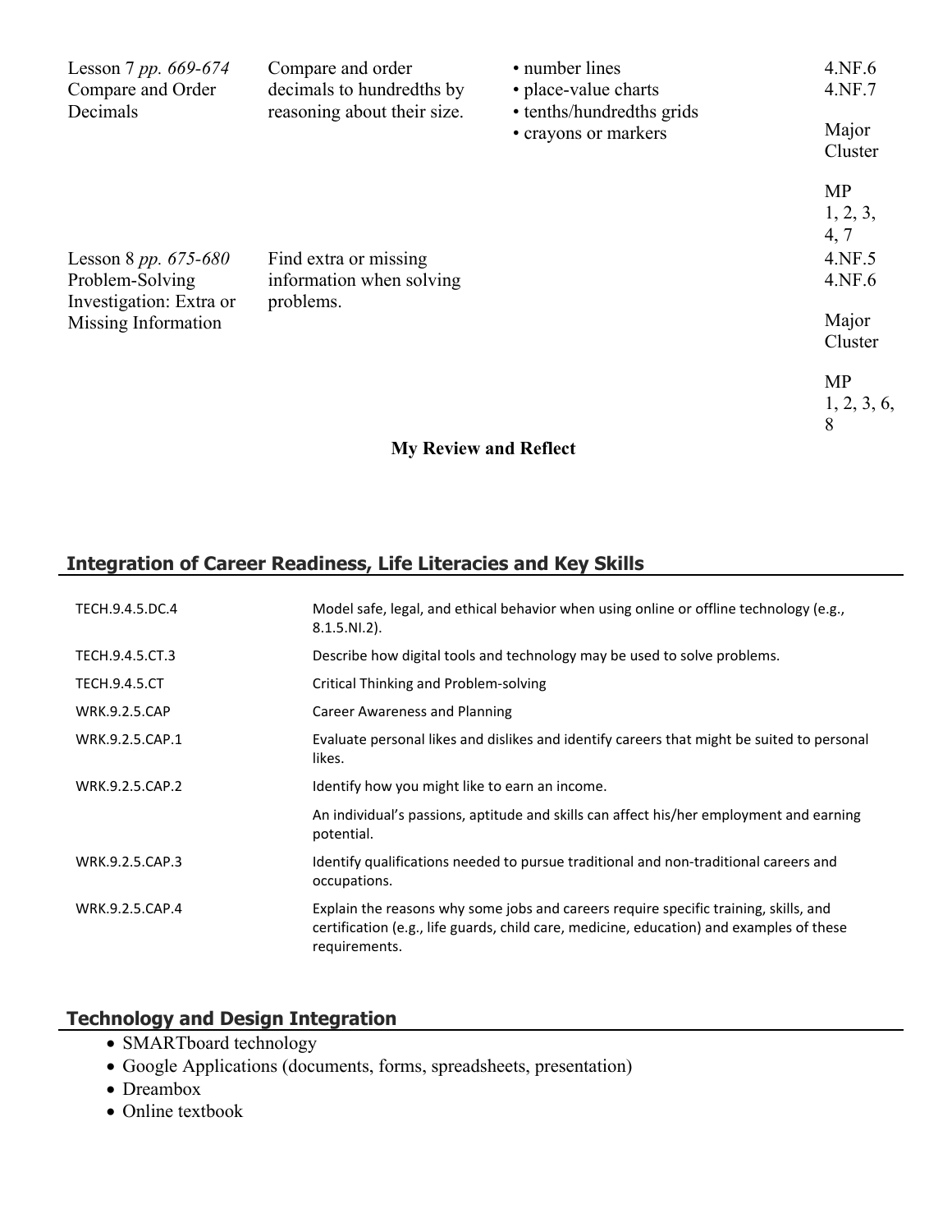| | | | |
|---|---|---|---|
| Lesson 7 *pp. 669-674* Compare and Order Decimals | Compare and order decimals to hundredths by reasoning about their size. | • number lines<br>• place-value charts<br>• tenths/hundredths grids<br>• crayons or markers | 4.NF.6<br>4.NF.7<br><br>Major Cluster<br><br>MP 1, 2, 3, 4, 7 |
| Lesson 8 *pp. 675-680* Problem-Solving Investigation: Extra or Missing Information | Find extra or missing information when solving problems. | | 4.NF.5<br>4.NF.6<br><br>Major Cluster<br><br>MP 1, 2, 3, 6, 8 |

**My Review and Reflect**

## Integration of Career Readiness, Life Literacies and Key Skills

| | |
|---|---|
| TECH.9.4.5.DC.4 | Model safe, legal, and ethical behavior when using online or offline technology (e.g., 8.1.5.NI.2). |
| TECH.9.4.5.CT.3 | Describe how digital tools and technology may be used to solve problems. |
| TECH.9.4.5.CT | Critical Thinking and Problem-solving |
| WRK.9.2.5.CAP | Career Awareness and Planning |
| WRK.9.2.5.CAP.1 | Evaluate personal likes and dislikes and identify careers that might be suited to personal likes. |
| WRK.9.2.5.CAP.2 | Identify how you might like to earn an income. |
| | An individual's passions, aptitude and skills can affect his/her employment and earning potential. |
| WRK.9.2.5.CAP.3 | Identify qualifications needed to pursue traditional and non-traditional careers and occupations. |
| WRK.9.2.5.CAP.4 | Explain the reasons why some jobs and careers require specific training, skills, and certification (e.g., life guards, child care, medicine, education) and examples of these requirements. |

## Technology and Design Integration

- SMARTboard technology
- Google Applications (documents, forms, spreadsheets, presentation)
- Dreambox
- Online textbook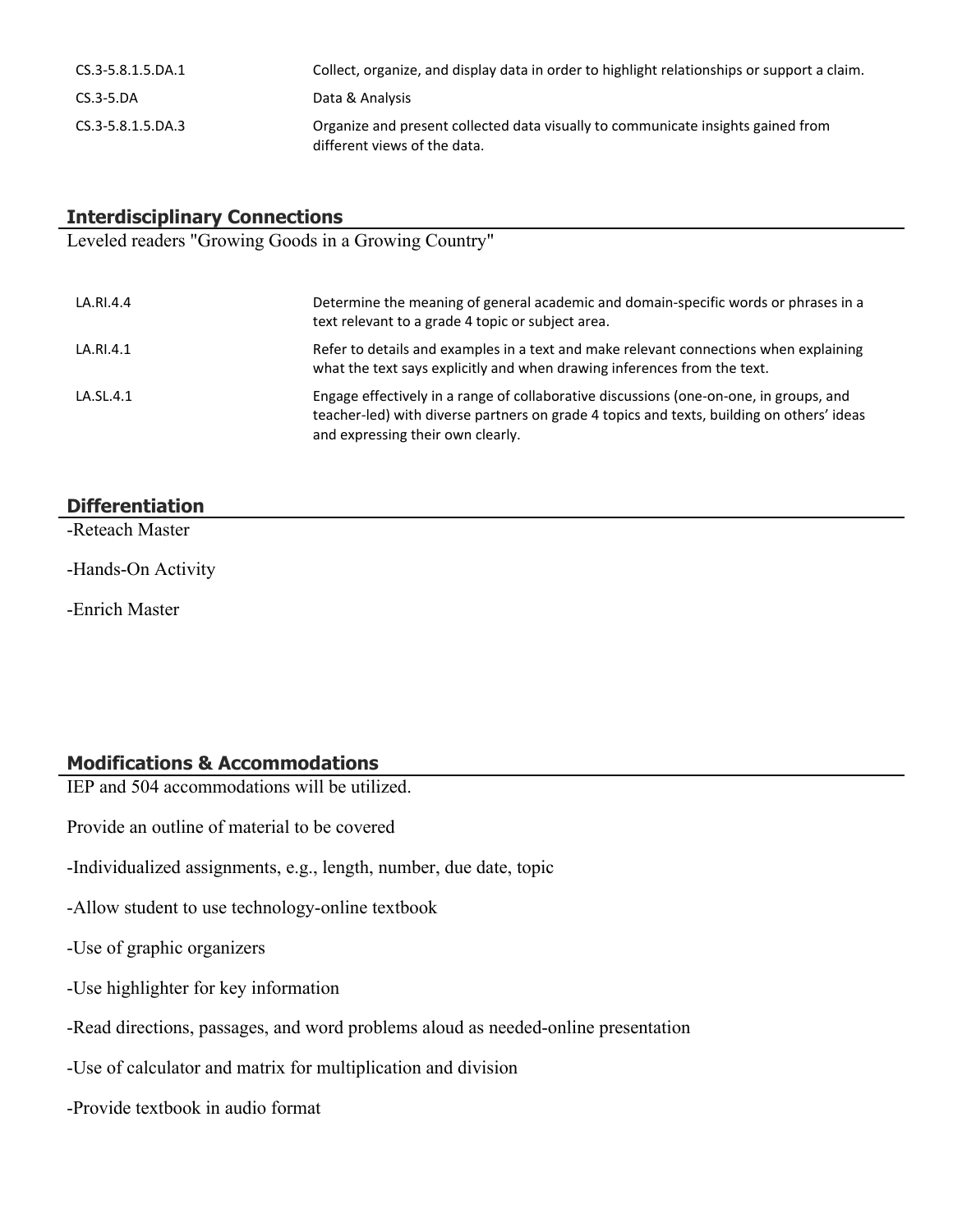| | |
|---|---|
| CS.3-5.8.1.5.DA.1 | Collect, organize, and display data in order to highlight relationships or support a claim. |
| CS.3-5.DA | Data & Analysis |
| CS.3-5.8.1.5.DA.3 | Organize and present collected data visually to communicate insights gained from different views of the data. |

## Interdisciplinary Connections

Leveled readers "Growing Goods in a Growing Country"

| | |
|---|---|
| LA.RI.4.4 | Determine the meaning of general academic and domain-specific words or phrases in a text relevant to a grade 4 topic or subject area. |
| LA.RI.4.1 | Refer to details and examples in a text and make relevant connections when explaining what the text says explicitly and when drawing inferences from the text. |
| LA.SL.4.1 | Engage effectively in a range of collaborative discussions (one-on-one, in groups, and teacher-led) with diverse partners on grade 4 topics and texts, building on others' ideas and expressing their own clearly. |

## Differentiation

-Reteach Master

-Hands-On Activity

-Enrich Master

## Modifications & Accommodations

IEP and 504 accommodations will be utilized.

Provide an outline of material to be covered

-Individualized assignments, e.g., length, number, due date, topic

-Allow student to use technology-online textbook

-Use of graphic organizers

-Use highlighter for key information

-Read directions, passages, and word problems aloud as needed-online presentation

-Use of calculator and matrix for multiplication and division

-Provide textbook in audio format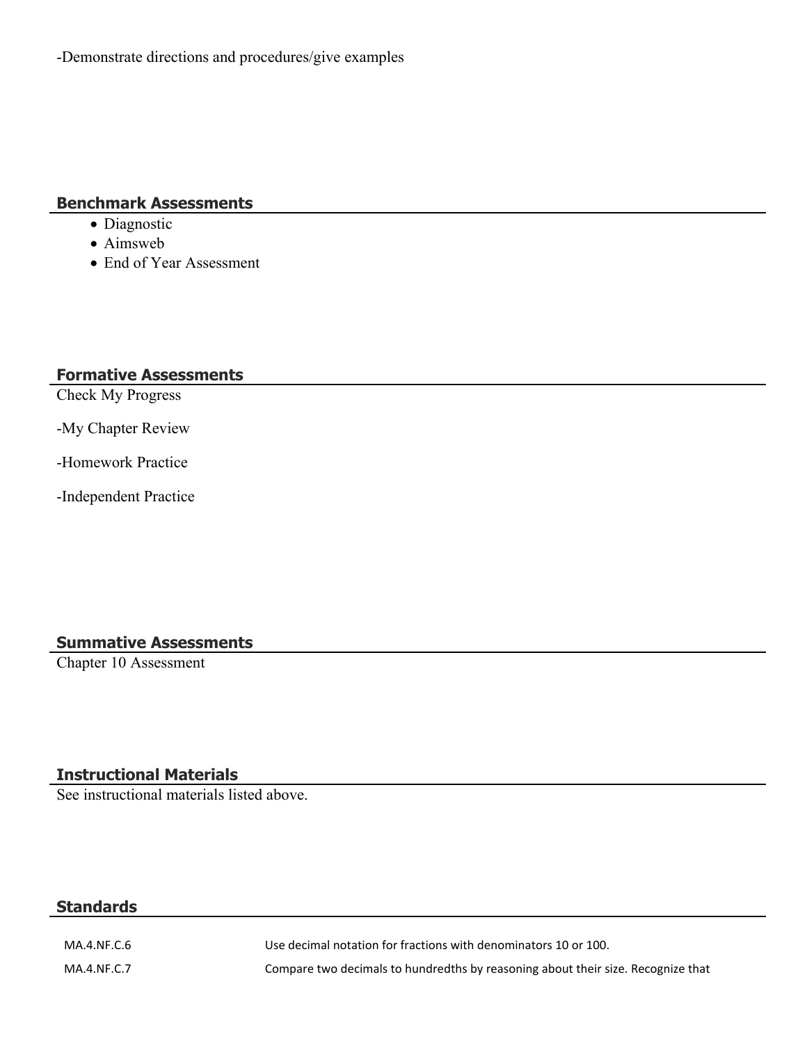-Demonstrate directions and procedures/give examples

## Benchmark Assessments

- Diagnostic
- Aimsweb
- End of Year Assessment

## Formative Assessments

Check My Progress

-My Chapter Review

-Homework Practice

-Independent Practice

## Summative Assessments

Chapter 10 Assessment

## Instructional Materials

See instructional materials listed above.

## Standards

| | |
|---|---|
| MA.4.NF.C.6 | Use decimal notation for fractions with denominators 10 or 100. |
| MA.4.NF.C.7 | Compare two decimals to hundredths by reasoning about their size. Recognize that |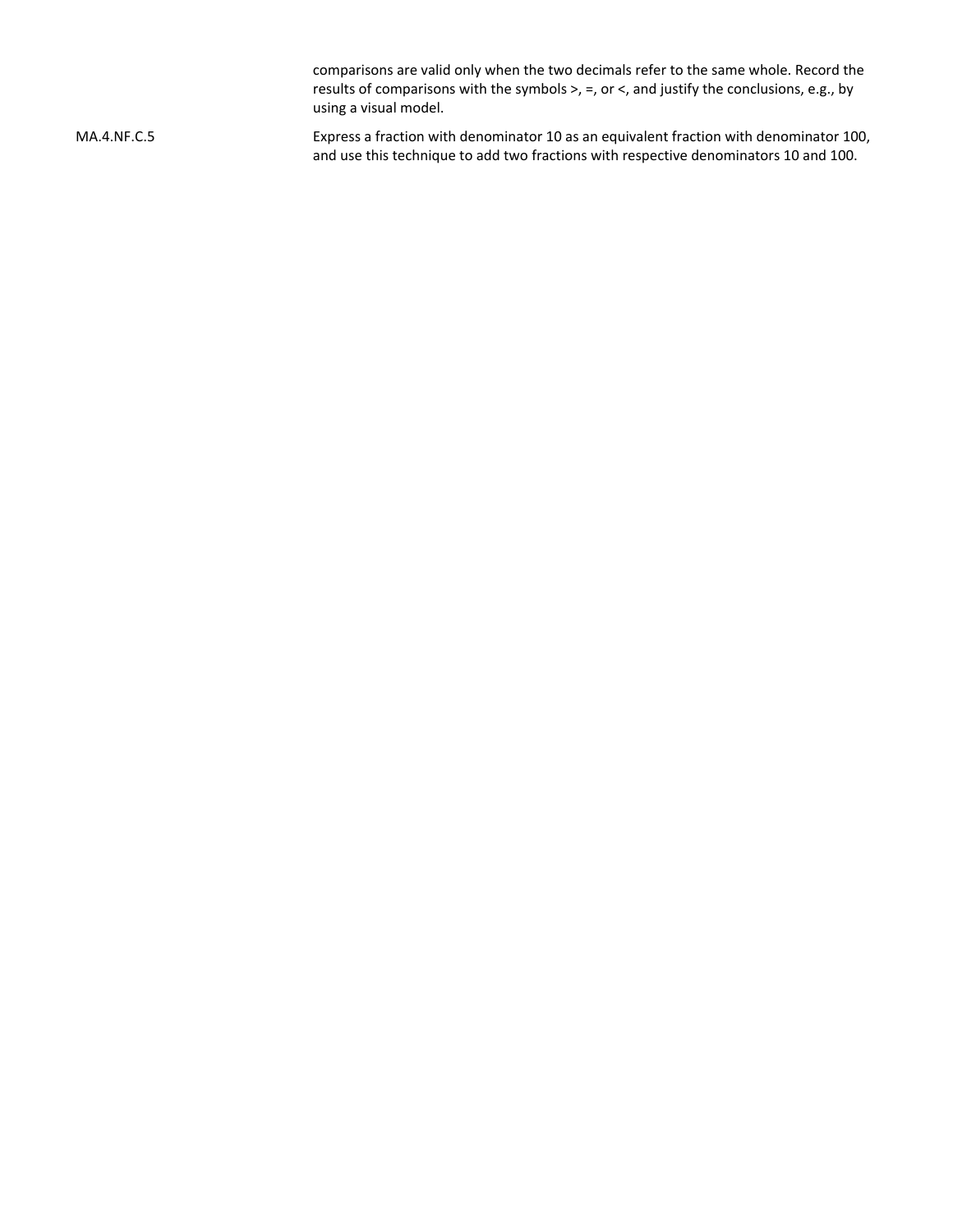| | |
|---|---|
| | comparisons are valid only when the two decimals refer to the same whole. Record the results of comparisons with the symbols >, =, or <, and justify the conclusions, e.g., by using a visual model. |
| MA.4.NF.C.5 | Express a fraction with denominator 10 as an equivalent fraction with denominator 100, and use this technique to add two fractions with respective denominators 10 and 100. |